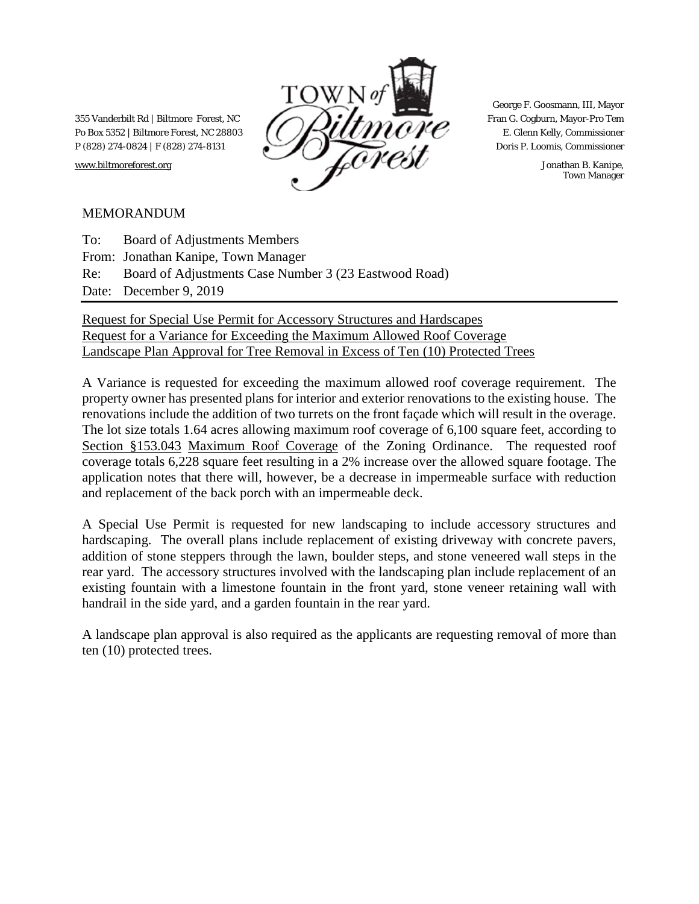355 Vanderbilt Rd | Biltmore Forest, NC
Po Box 5352 | Biltmore Forest, NC 28803
P (828) 274-0824 | F (828) 274-8131
www.biltmoreforest.org

TOWN of Biltmore Forest

George F. Goosmann, III, Mayor
Fran G. Cogburn, Mayor-Pro Tem
E. Glenn Kelly, Commissioner
Doris P. Loomis, Commissioner
Jonathan B. Kanipe, Town Manager

MEMORANDUM

To: Board of Adjustments Members
From: Jonathan Kanipe, Town Manager
Re: Board of Adjustments Case Number 3 (23 Eastwood Road)
Date: December 9, 2019

---

Request for Special Use Permit for Accessory Structures and Hardscapes
Request for a Variance for Exceeding the Maximum Allowed Roof Coverage
Landscape Plan Approval for Tree Removal in Excess of Ten (10) Protected Trees

A Variance is requested for exceeding the maximum allowed roof coverage requirement. The property owner has presented plans for interior and exterior renovations to the existing house. The renovations include the addition of two turrets on the front façade which will result in the overage. The lot size totals 1.64 acres allowing maximum roof coverage of 6,100 square feet, according to Section §153.043 Maximum Roof Coverage of the Zoning Ordinance. The requested roof coverage totals 6,228 square feet resulting in a 2% increase over the allowed square footage. The application notes that there will, however, be a decrease in impermeable surface with reduction and replacement of the back porch with an impermeable deck.

A Special Use Permit is requested for new landscaping to include accessory structures and hardscaping. The overall plans include replacement of existing driveway with concrete pavers, addition of stone steppers through the lawn, boulder steps, and stone veneered wall steps in the rear yard. The accessory structures involved with the landscaping plan include replacement of an existing fountain with a limestone fountain in the front yard, stone veneer retaining wall with handrail in the side yard, and a garden fountain in the rear yard.

A landscape plan approval is also required as the applicants are requesting removal of more than ten (10) protected trees.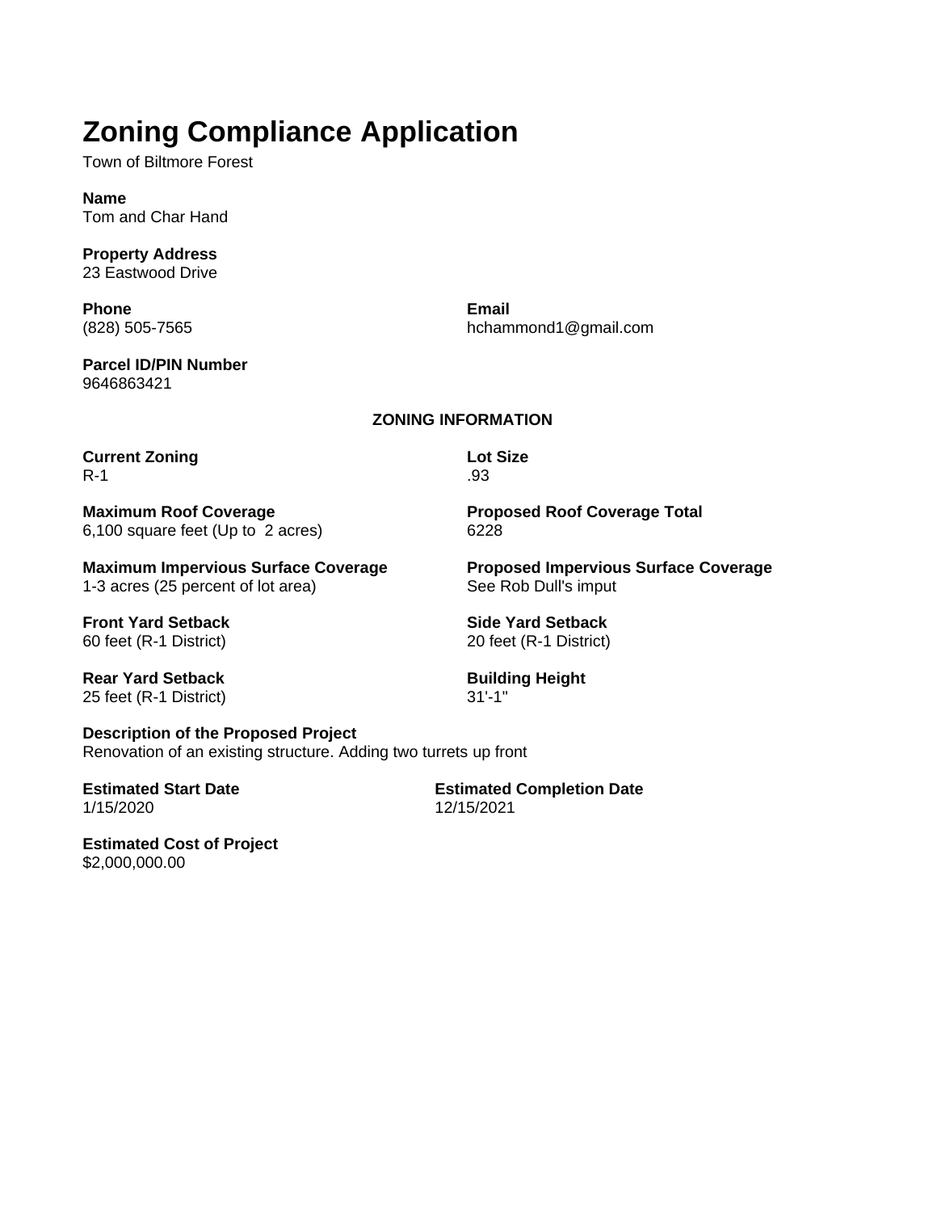# Zoning Compliance Application

Town of Biltmore Forest

**Name**
Tom and Char Hand

**Property Address**
23 Eastwood Drive

**Phone**
(828) 505-7565

**Email**
hchammond1@gmail.com

**Parcel ID/PIN Number**
9646863421

**ZONING INFORMATION**

**Current Zoning**
R-1

**Lot Size**
.93

**Maximum Roof Coverage**
6,100 square feet (Up to 2 acres)

**Proposed Roof Coverage Total**
6228

**Maximum Impervious Surface Coverage**
1-3 acres (25 percent of lot area)

**Proposed Impervious Surface Coverage**
See Rob Dull's imput

**Front Yard Setback**
60 feet (R-1 District)

**Side Yard Setback**
20 feet (R-1 District)

**Rear Yard Setback**
25 feet (R-1 District)

**Building Height**
31'-1"

**Description of the Proposed Project**
Renovation of an existing structure. Adding two turrets up front

**Estimated Start Date**
1/15/2020

**Estimated Completion Date**
12/15/2021

**Estimated Cost of Project**
$2,000,000.00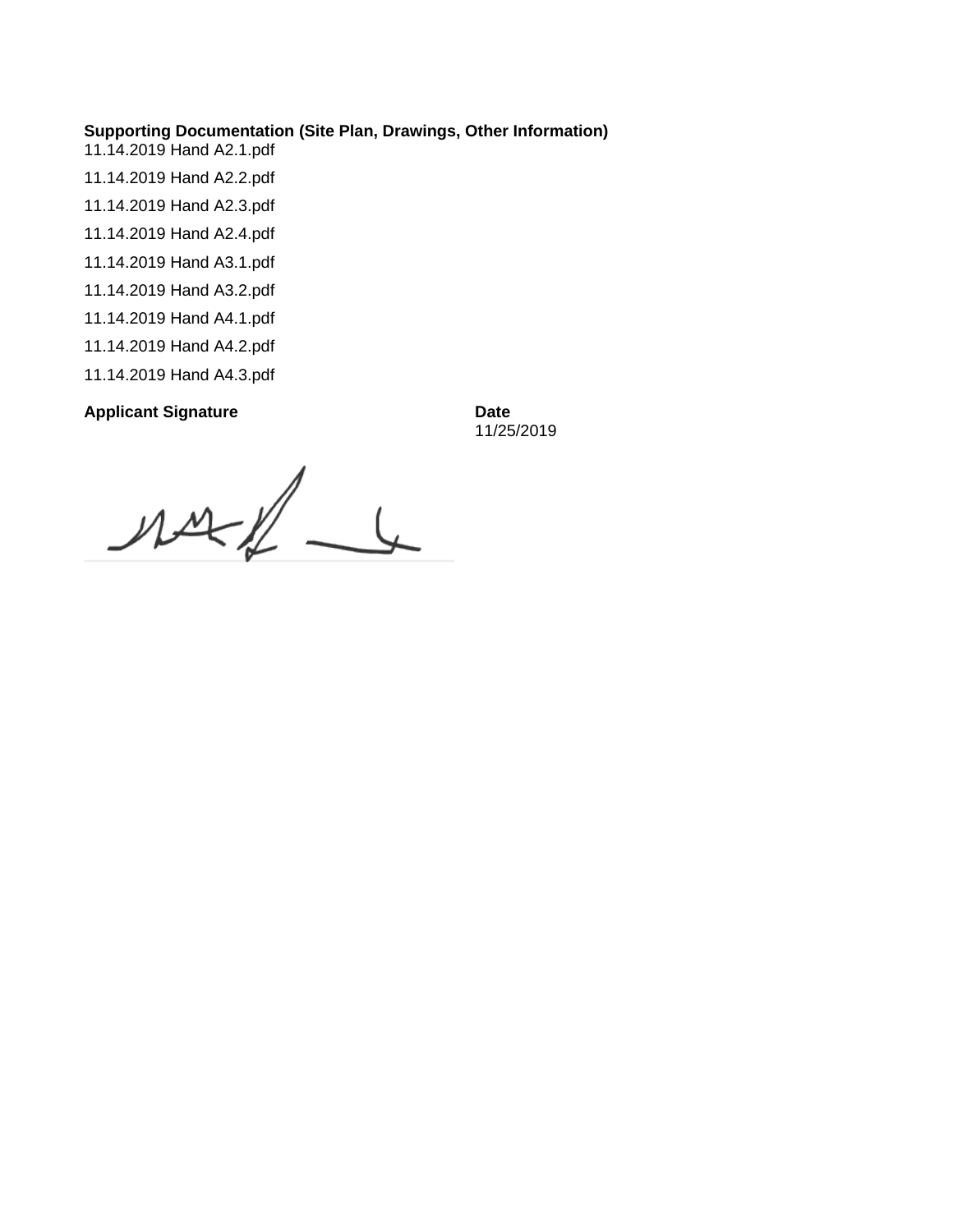**Supporting Documentation (Site Plan, Drawings, Other Information)**

11.14.2019 Hand A2.1.pdf

11.14.2019 Hand A2.2.pdf

11.14.2019 Hand A2.3.pdf

11.14.2019 Hand A2.4.pdf

11.14.2019 Hand A3.1.pdf

11.14.2019 Hand A3.2.pdf

11.14.2019 Hand A4.1.pdf

11.14.2019 Hand A4.2.pdf

11.14.2019 Hand A4.3.pdf

| **Applicant Signature** | **Date** |
|---|---|
| | 11/25/2019 |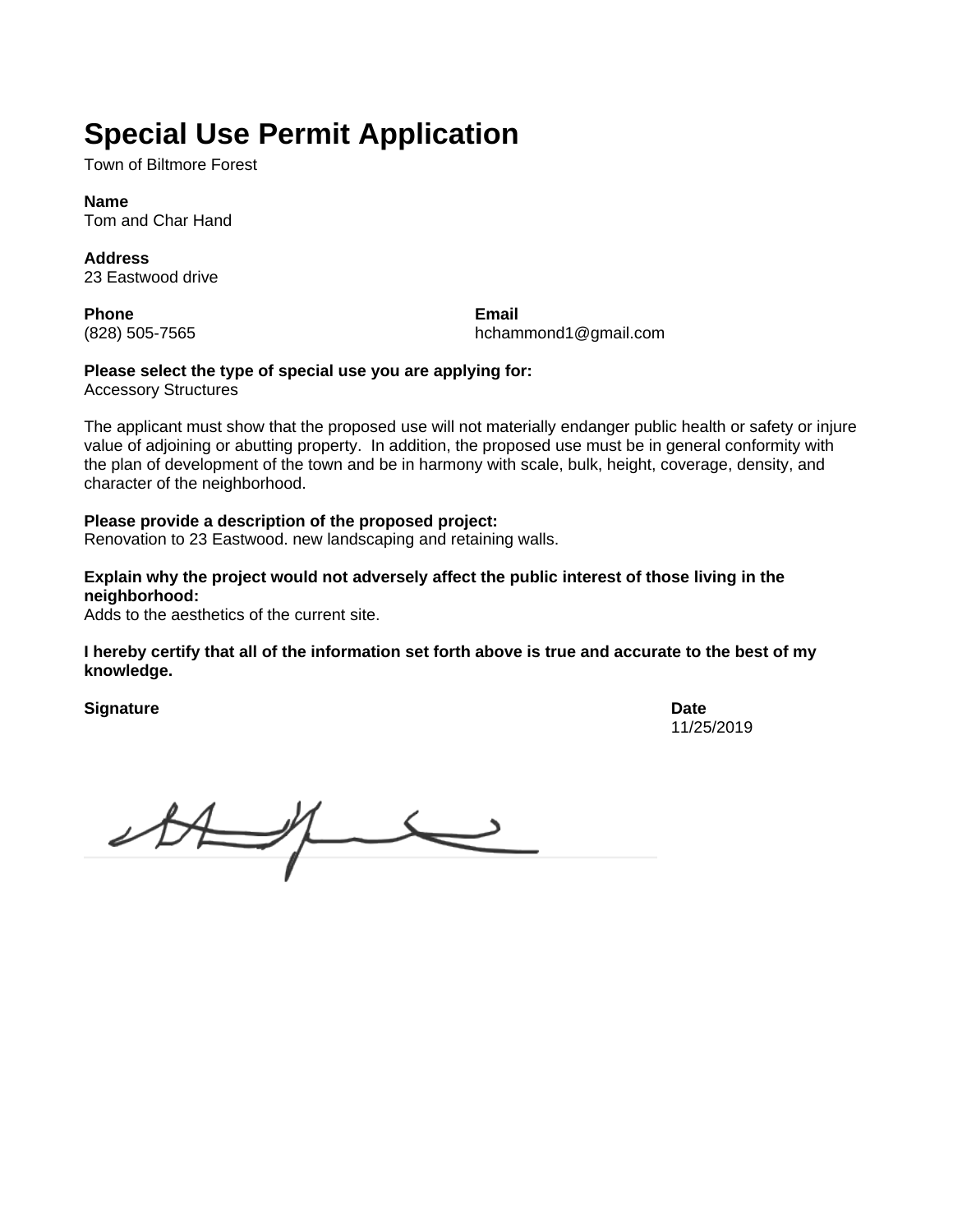# Special Use Permit Application

Town of Biltmore Forest

**Name**
Tom and Char Hand

**Address**
23 Eastwood drive

**Phone**
(828) 505-7565

**Email**
hchammond1@gmail.com

**Please select the type of special use you are applying for:**
Accessory Structures

The applicant must show that the proposed use will not materially endanger public health or safety or injure value of adjoining or abutting property. In addition, the proposed use must be in general conformity with the plan of development of the town and be in harmony with scale, bulk, height, coverage, density, and character of the neighborhood.

**Please provide a description of the proposed project:**
Renovation to 23 Eastwood. new landscaping and retaining walls.

**Explain why the project would not adversely affect the public interest of those living in the neighborhood:**
Adds to the aesthetics of the current site.

**I hereby certify that all of the information set forth above is true and accurate to the best of my knowledge.**

**Signature**

**Date**
11/25/2019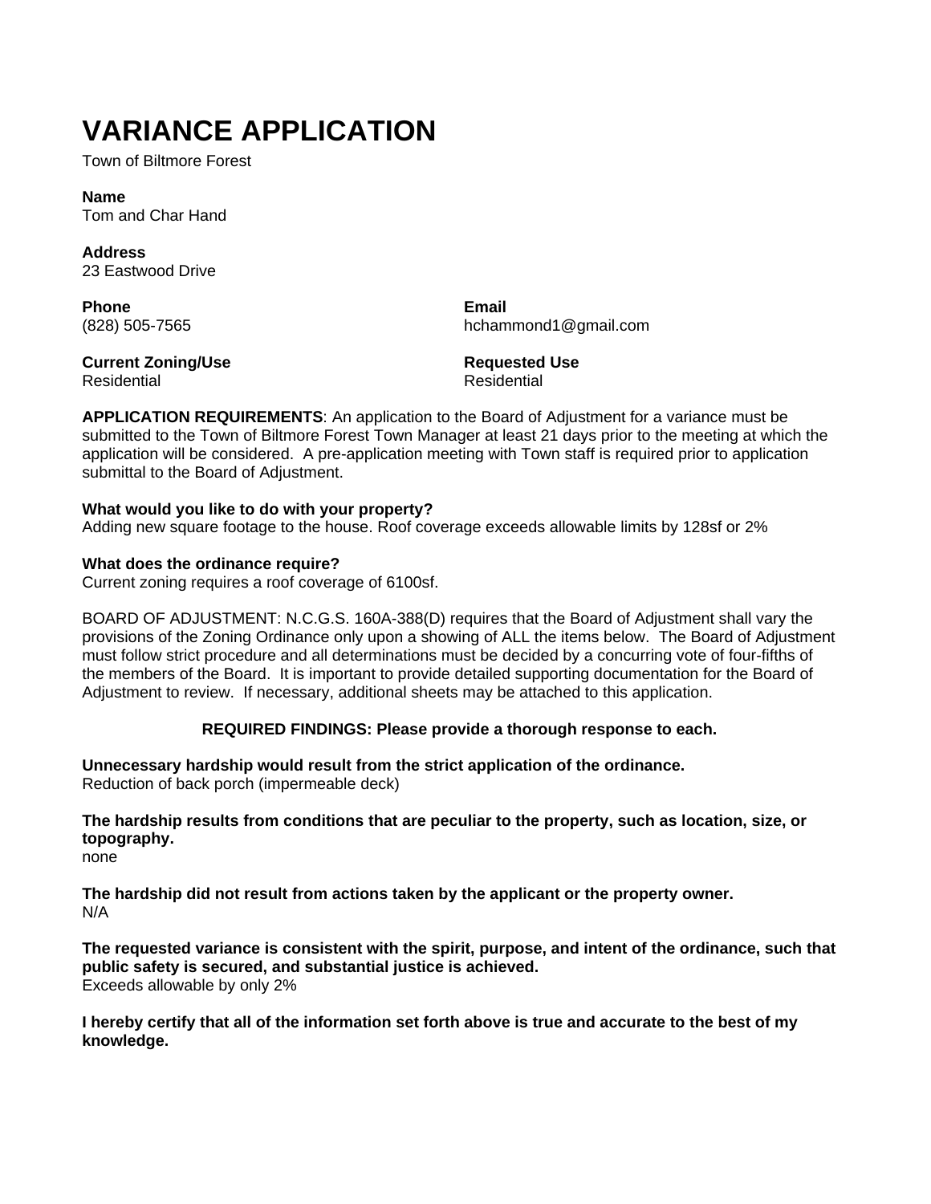# VARIANCE APPLICATION

Town of Biltmore Forest

**Name**
Tom and Char Hand

**Address**
23 Eastwood Drive

**Phone**
(828) 505-7565

**Email**
hchammond1@gmail.com

**Current Zoning/Use**
Residential

**Requested Use**
Residential

**APPLICATION REQUIREMENTS**: An application to the Board of Adjustment for a variance must be submitted to the Town of Biltmore Forest Town Manager at least 21 days prior to the meeting at which the application will be considered. A pre-application meeting with Town staff is required prior to application submittal to the Board of Adjustment.

**What would you like to do with your property?**
Adding new square footage to the house. Roof coverage exceeds allowable limits by 128sf or 2%

**What does the ordinance require?**
Current zoning requires a roof coverage of 6100sf.

BOARD OF ADJUSTMENT: N.C.G.S. 160A-388(D) requires that the Board of Adjustment shall vary the provisions of the Zoning Ordinance only upon a showing of ALL the items below. The Board of Adjustment must follow strict procedure and all determinations must be decided by a concurring vote of four-fifths of the members of the Board. It is important to provide detailed supporting documentation for the Board of Adjustment to review. If necessary, additional sheets may be attached to this application.

**REQUIRED FINDINGS: Please provide a thorough response to each.**

**Unnecessary hardship would result from the strict application of the ordinance.**
Reduction of back porch (impermeable deck)

**The hardship results from conditions that are peculiar to the property, such as location, size, or topography.**
none

**The hardship did not result from actions taken by the applicant or the property owner.**
N/A

**The requested variance is consistent with the spirit, purpose, and intent of the ordinance, such that public safety is secured, and substantial justice is achieved.**
Exceeds allowable by only 2%

**I hereby certify that all of the information set forth above is true and accurate to the best of my knowledge.**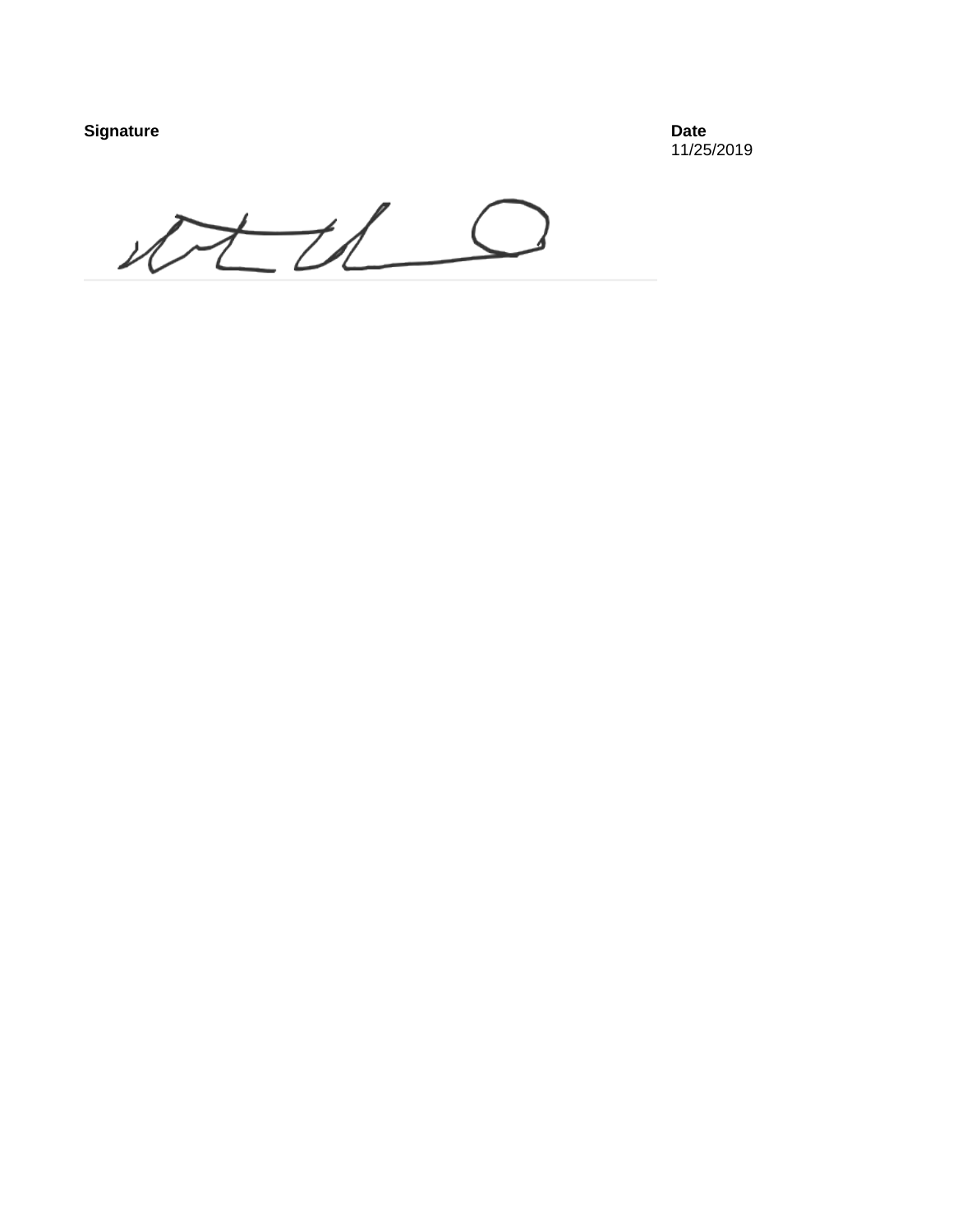**Signature**

**Date**
11/25/2019